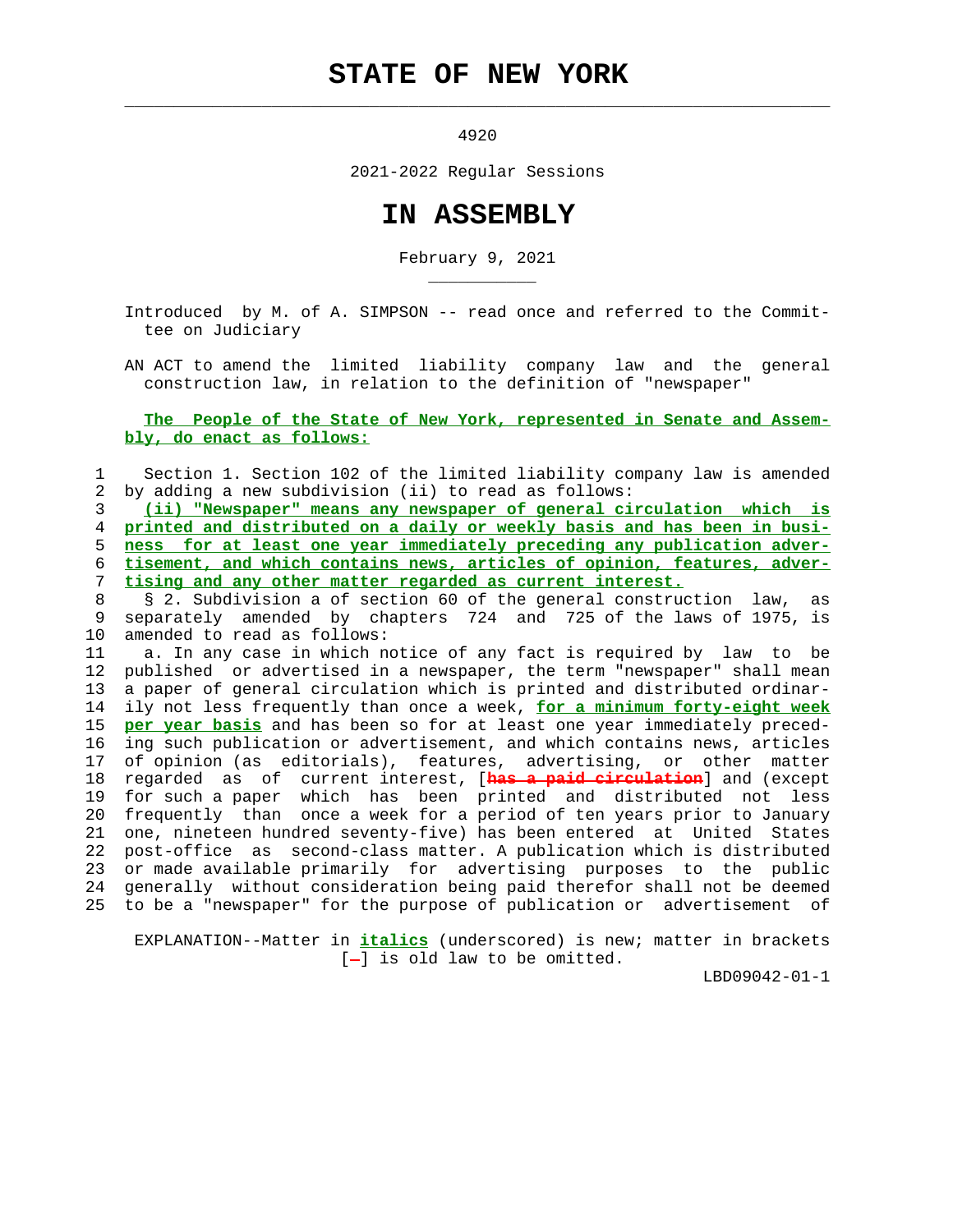# STATE OF NEW YORK

4920

2021-2022 Regular Sessions

# IN ASSEMBLY

February 9, 2021

Introduced by M. of A. SIMPSON -- read once and referred to the Committee on Judiciary

AN ACT to amend the limited liability company law and the general construction law, in relation to the definition of "newspaper"

**The People of the State of New York, represented in Senate and Assembly, do enact as follows:**

1 Section 1. Section 102 of the limited liability company law is amended
2 by adding a new subdivision (ii) to read as follows:
3 **(ii) "Newspaper" means any newspaper of general circulation which is**
4 **printed and distributed on a daily or weekly basis and has been in busi-**
5 **ness for at least one year immediately preceding any publication adver-**
6 **tisement, and which contains news, articles of opinion, features, adver-**
7 **tising and any other matter regarded as current interest.**
8 § 2. Subdivision a of section 60 of the general construction law, as
9 separately amended by chapters 724 and 725 of the laws of 1975, is
10 amended to read as follows:
11 a. In any case in which notice of any fact is required by law to be
12 published or advertised in a newspaper, the term "newspaper" shall mean
13 a paper of general circulation which is printed and distributed ordinar-
14 ily not less frequently than once a week, **for a minimum forty-eight week**
15 **per year basis** and has been so for at least one year immediately preced-
16 ing such publication or advertisement, and which contains news, articles
17 of opinion (as editorials), features, advertising, or other matter
18 regarded as of current interest, [~~has a paid circulation~~] and (except
19 for such a paper which has been printed and distributed not less
20 frequently than once a week for a period of ten years prior to January
21 one, nineteen hundred seventy-five) has been entered at United States
22 post-office as second-class matter. A publication which is distributed
23 or made available primarily for advertising purposes to the public
24 generally without consideration being paid therefor shall not be deemed
25 to be a "newspaper" for the purpose of publication or advertisement of

EXPLANATION--Matter in ***italics*** (underscored) is new; matter in brackets [~~-~~] is old law to be omitted.

LBD09042-01-1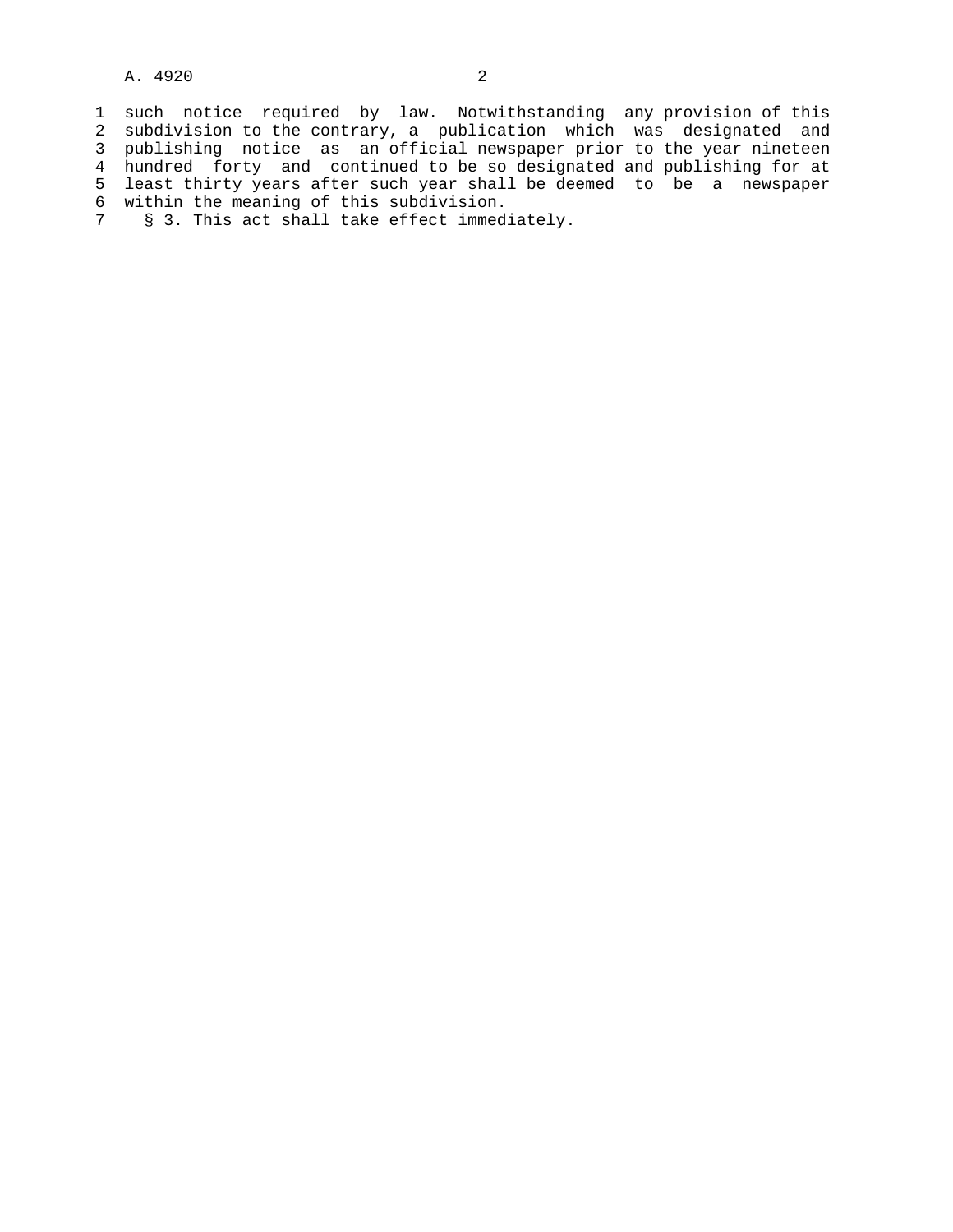such notice required by law. Notwithstanding any provision of this subdivision to the contrary, a publication which was designated and publishing notice as an official newspaper prior to the year nineteen hundred forty and continued to be so designated and publishing for at least thirty years after such year shall be deemed to be a newspaper within the meaning of this subdivision.

§ 3. This act shall take effect immediately.